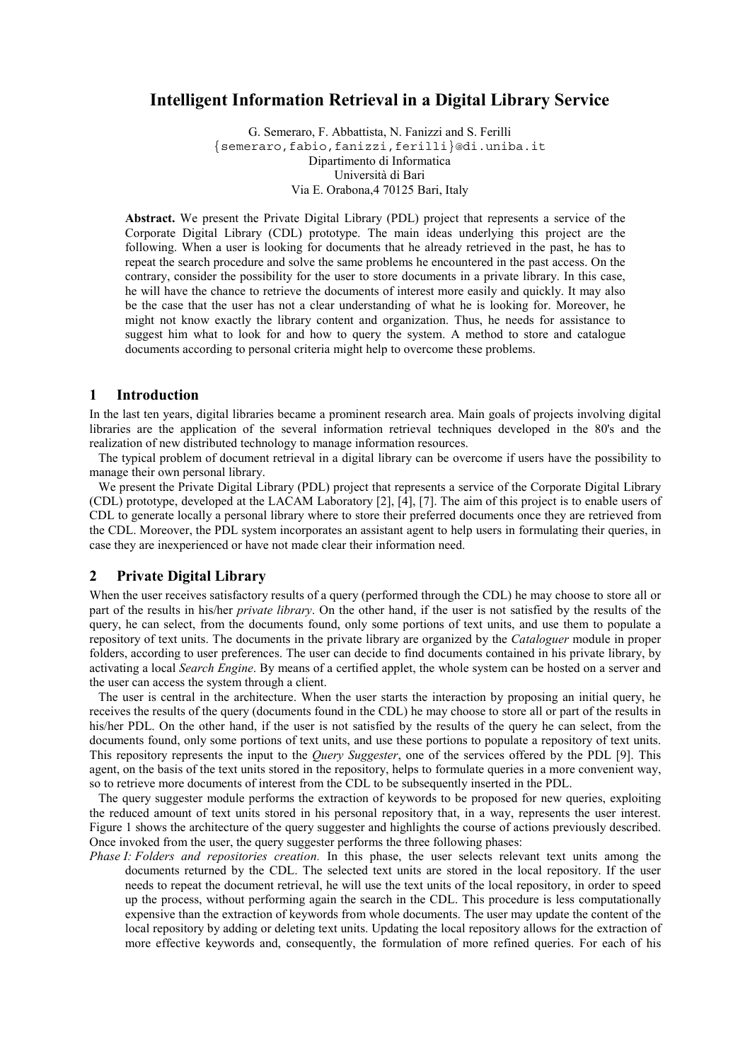# Intelligent Information Retrieval in a Digital Library Service

G. Semeraro, F. Abbattista, N. Fanizzi and S. Ferilli
{semeraro,fabio,fanizzi,ferilli}@di.uniba.it
Dipartimento di Informatica
Università di Bari
Via E. Orabona,4 70125 Bari, Italy

**Abstract.** We present the Private Digital Library (PDL) project that represents a service of the Corporate Digital Library (CDL) prototype. The main ideas underlying this project are the following. When a user is looking for documents that he already retrieved in the past, he has to repeat the search procedure and solve the same problems he encountered in the past access. On the contrary, consider the possibility for the user to store documents in a private library. In this case, he will have the chance to retrieve the documents of interest more easily and quickly. It may also be the case that the user has not a clear understanding of what he is looking for. Moreover, he might not know exactly the library content and organization. Thus, he needs for assistance to suggest him what to look for and how to query the system. A method to store and catalogue documents according to personal criteria might help to overcome these problems.

## 1 Introduction

In the last ten years, digital libraries became a prominent research area. Main goals of projects involving digital libraries are the application of the several information retrieval techniques developed in the 80's and the realization of new distributed technology to manage information resources.

The typical problem of document retrieval in a digital library can be overcome if users have the possibility to manage their own personal library.

We present the Private Digital Library (PDL) project that represents a service of the Corporate Digital Library (CDL) prototype, developed at the LACAM Laboratory [2], [4], [7]. The aim of this project is to enable users of CDL to generate locally a personal library where to store their preferred documents once they are retrieved from the CDL. Moreover, the PDL system incorporates an assistant agent to help users in formulating their queries, in case they are inexperienced or have not made clear their information need.

## 2 Private Digital Library

When the user receives satisfactory results of a query (performed through the CDL) he may choose to store all or part of the results in his/her *private library*. On the other hand, if the user is not satisfied by the results of the query, he can select, from the documents found, only some portions of text units, and use them to populate a repository of text units. The documents in the private library are organized by the *Cataloguer* module in proper folders, according to user preferences. The user can decide to find documents contained in his private library, by activating a local *Search Engine*. By means of a certified applet, the whole system can be hosted on a server and the user can access the system through a client.

The user is central in the architecture. When the user starts the interaction by proposing an initial query, he receives the results of the query (documents found in the CDL) he may choose to store all or part of the results in his/her PDL. On the other hand, if the user is not satisfied by the results of the query he can select, from the documents found, only some portions of text units, and use these portions to populate a repository of text units. This repository represents the input to the *Query Suggester*, one of the services offered by the PDL [9]. This agent, on the basis of the text units stored in the repository, helps to formulate queries in a more convenient way, so to retrieve more documents of interest from the CDL to be subsequently inserted in the PDL.

The query suggester module performs the extraction of keywords to be proposed for new queries, exploiting the reduced amount of text units stored in his personal repository that, in a way, represents the user interest. Figure 1 shows the architecture of the query suggester and highlights the course of actions previously described. Once invoked from the user, the query suggester performs the three following phases:

*Phase I: Folders and repositories creation.* In this phase, the user selects relevant text units among the documents returned by the CDL. The selected text units are stored in the local repository. If the user needs to repeat the document retrieval, he will use the text units of the local repository, in order to speed up the process, without performing again the search in the CDL. This procedure is less computationally expensive than the extraction of keywords from whole documents. The user may update the content of the local repository by adding or deleting text units. Updating the local repository allows for the extraction of more effective keywords and, consequently, the formulation of more refined queries. For each of his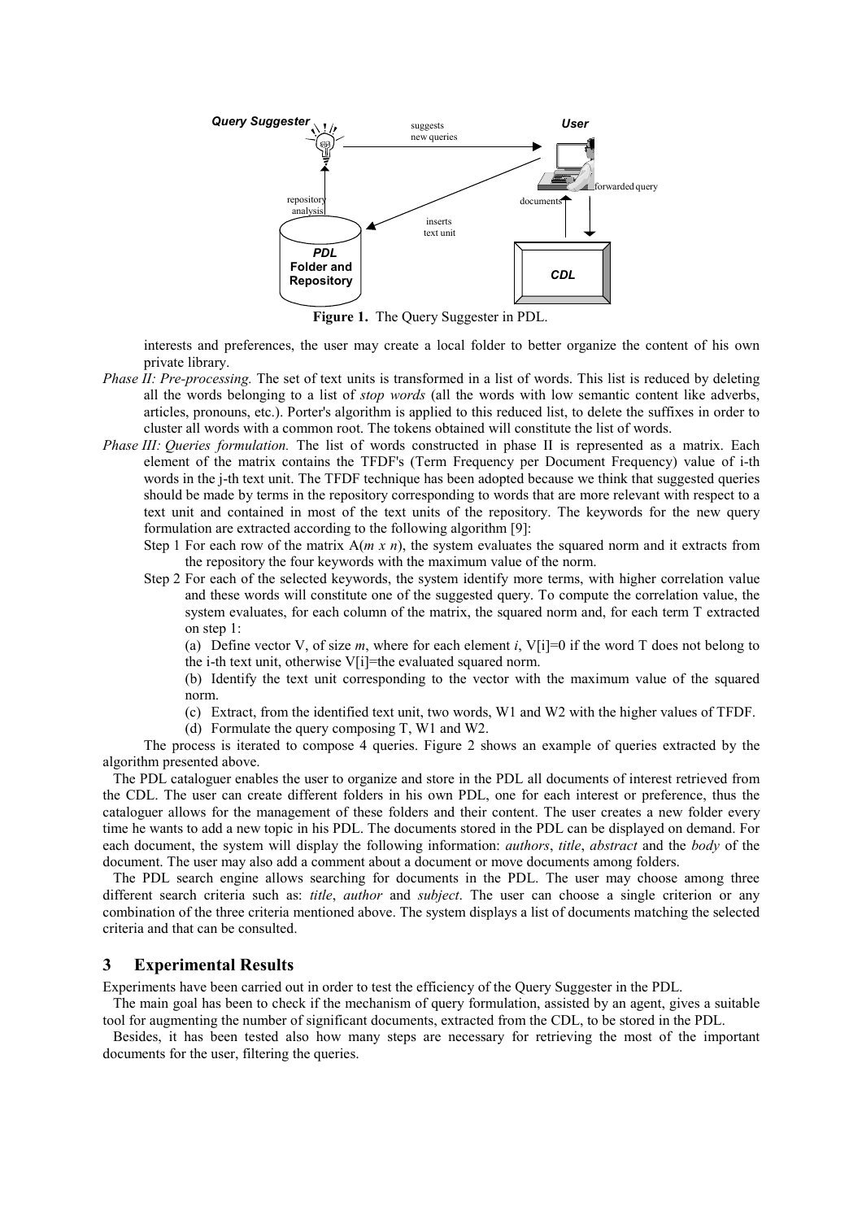**Figure 1.** The Query Suggester in PDL.

interests and preferences, the user may create a local folder to better organize the content of his own private library.

*Phase II: Pre-processing.* The set of text units is transformed in a list of words. This list is reduced by deleting all the words belonging to a list of *stop words* (all the words with low semantic content like adverbs, articles, pronouns, etc.). Porter's algorithm is applied to this reduced list, to delete the suffixes in order to cluster all words with a common root. The tokens obtained will constitute the list of words.

*Phase III: Queries formulation.* The list of words constructed in phase II is represented as a matrix. Each element of the matrix contains the TFDF's (Term Frequency per Document Frequency) value of i-th words in the j-th text unit. The TFDF technique has been adopted because we think that suggested queries should be made by terms in the repository corresponding to words that are more relevant with respect to a text unit and contained in most of the text units of the repository. The keywords for the new query formulation are extracted according to the following algorithm [9]:

Step 1 For each row of the matrix $A(m \times n)$, the system evaluates the squared norm and it extracts from the repository the four keywords with the maximum value of the norm.

Step 2 For each of the selected keywords, the system identify more terms, with higher correlation value and these words will constitute one of the suggested query. To compute the correlation value, the system evaluates, for each column of the matrix, the squared norm and, for each term T extracted on step 1:

(a) Define vector V, of size $m$, where for each element $i$, $V[i]=0$ if the word T does not belong to the i-th text unit, otherwise $V[i]$=the evaluated squared norm.

(b) Identify the text unit corresponding to the vector with the maximum value of the squared norm.

(c) Extract, from the identified text unit, two words, W1 and W2 with the higher values of TFDF.

(d) Formulate the query composing T, W1 and W2.

The process is iterated to compose 4 queries. Figure 2 shows an example of queries extracted by the algorithm presented above.

The PDL cataloguer enables the user to organize and store in the PDL all documents of interest retrieved from the CDL. The user can create different folders in his own PDL, one for each interest or preference, thus the cataloguer allows for the management of these folders and their content. The user creates a new folder every time he wants to add a new topic in his PDL. The documents stored in the PDL can be displayed on demand. For each document, the system will display the following information: *authors*, *title*, *abstract* and the *body* of the document. The user may also add a comment about a document or move documents among folders.

The PDL search engine allows searching for documents in the PDL. The user may choose among three different search criteria such as: *title*, *author* and *subject*. The user can choose a single criterion or any combination of the three criteria mentioned above. The system displays a list of documents matching the selected criteria and that can be consulted.

## 3 Experimental Results

Experiments have been carried out in order to test the efficiency of the Query Suggester in the PDL.

The main goal has been to check if the mechanism of query formulation, assisted by an agent, gives a suitable tool for augmenting the number of significant documents, extracted from the CDL, to be stored in the PDL.

Besides, it has been tested also how many steps are necessary for retrieving the most of the important documents for the user, filtering the queries.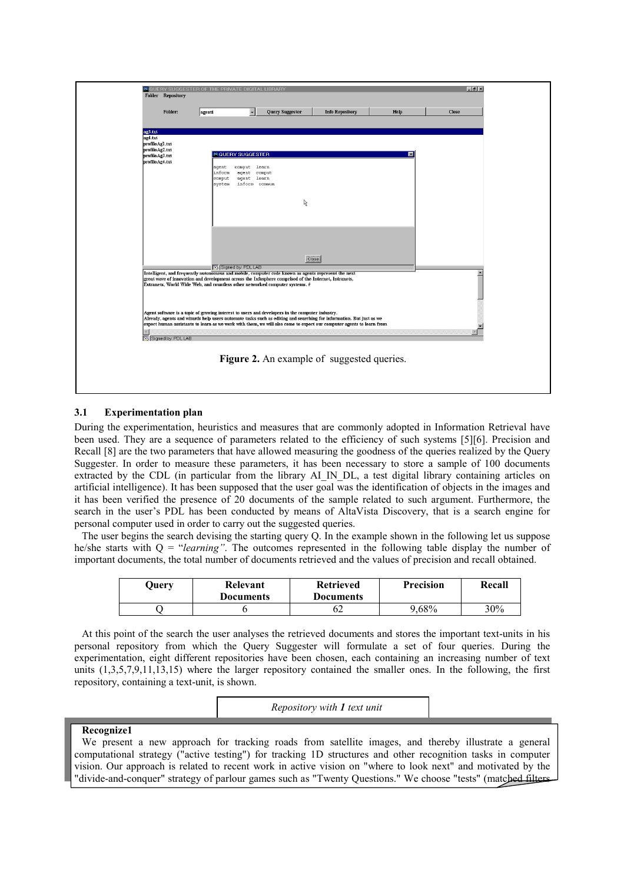**Figure 2.** An example of suggested queries.

### 3.1 Experimentation plan

During the experimentation, heuristics and measures that are commonly adopted in Information Retrieval have been used. They are a sequence of parameters related to the efficiency of such systems [5][6]. Precision and Recall [8] are the two parameters that have allowed measuring the goodness of the queries realized by the Query Suggester. In order to measure these parameters, it has been necessary to store a sample of 100 documents extracted by the CDL (in particular from the library AI_IN_DL, a test digital library containing articles on artificial intelligence). It has been supposed that the user goal was the identification of objects in the images and it has been verified the presence of 20 documents of the sample related to such argument. Furthermore, the search in the user's PDL has been conducted by means of AltaVista Discovery, that is a search engine for personal computer used in order to carry out the suggested queries.

The user begins the search devising the starting query Q. In the example shown in the following let us suppose he/she starts with Q = "*learning*". The outcomes represented in the following table display the number of important documents, the total number of documents retrieved and the values of precision and recall obtained.

| Query | Relevant Documents | Retrieved Documents | Precision | Recall |
|---|---|---|---|---|
| Q | 6 | 62 | 9,68% | 30% |

At this point of the search the user analyses the retrieved documents and stores the important text-units in his personal repository from which the Query Suggester will formulate a set of four queries. During the experimentation, eight different repositories have been chosen, each containing an increasing number of text units (1,3,5,7,9,11,13,15) where the larger repository contained the smaller ones. In the following, the first repository, containing a text-unit, is shown.

*Repository with **1** text unit*

**Recognize1**

We present a new approach for tracking roads from satellite images, and thereby illustrate a general computational strategy ("active testing") for tracking 1D structures and other recognition tasks in computer vision. Our approach is related to recent work in active vision on "where to look next" and motivated by the "divide-and-conquer" strategy of parlour games such as "Twenty Questions." We choose "tests" (matched filters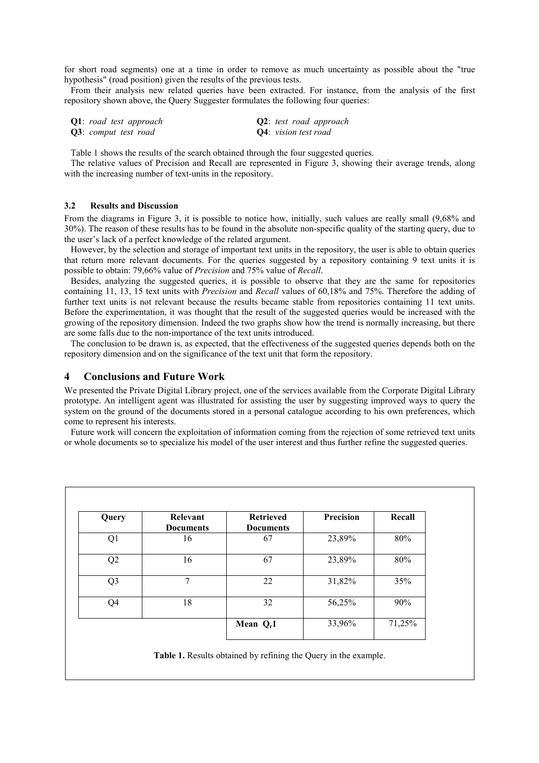for short road segments) one at a time in order to remove as much uncertainty as possible about the "true hypothesis" (road position) given the results of the previous tests.

From their analysis new related queries have been extracted. For instance, from the analysis of the first repository shown above, the Query Suggester formulates the following four queries:

**Q1**: *road test approach*
**Q2**: *test road approach*
**Q3**: *comput test road*
**Q4**: *vision test road*

Table 1 shows the results of the search obtained through the four suggested queries.

The relative values of Precision and Recall are represented in Figure 3, showing their average trends, along with the increasing number of text-units in the repository.

### 3.2 Results and Discussion

From the diagrams in Figure 3, it is possible to notice how, initially, such values are really small (9,68% and 30%). The reason of these results has to be found in the absolute non-specific quality of the starting query, due to the user's lack of a perfect knowledge of the related argument.

However, by the selection and storage of important text units in the repository, the user is able to obtain queries that return more relevant documents. For the queries suggested by a repository containing 9 text units it is possible to obtain: 79,66% value of *Precision* and 75% value of *Recall*.

Besides, analyzing the suggested queries, it is possible to observe that they are the same for repositories containing 11, 13, 15 text units with *Precision* and *Recall* values of 60,18% and 75%. Therefore the adding of further text units is not relevant because the results became stable from repositories containing 11 text units. Before the experimentation, it was thought that the result of the suggested queries would be increased with the growing of the repository dimension. Indeed the two graphs show how the trend is normally increasing, but there are some falls due to the non-importance of the text units introduced.

The conclusion to be drawn is, as expected, that the effectiveness of the suggested queries depends both on the repository dimension and on the significance of the text unit that form the repository.

## 4 Conclusions and Future Work

We presented the Private Digital Library project, one of the services available from the Corporate Digital Library prototype. An intelligent agent was illustrated for assisting the user by suggesting improved ways to query the system on the ground of the documents stored in a personal catalogue according to his own preferences, which come to represent his interests.

Future work will concern the exploitation of information coming from the rejection of some retrieved text units or whole documents so to specialize his model of the user interest and thus further refine the suggested queries.

| Query | Relevant Documents | Retrieved Documents | Precision | Recall |
|---|---|---|---|---|
| Q1 | 16 | 67 | 23,89% | 80% |
| Q2 | 16 | 67 | 23,89% | 80% |
| Q3 | 7 | 22 | 31,82% | 35% |
| Q4 | 18 | 32 | 56,25% | 90% |
| | | **Mean $Q_r$1** | 33,96% | 71,25% |

**Table 1.** Results obtained by refining the Query in the example.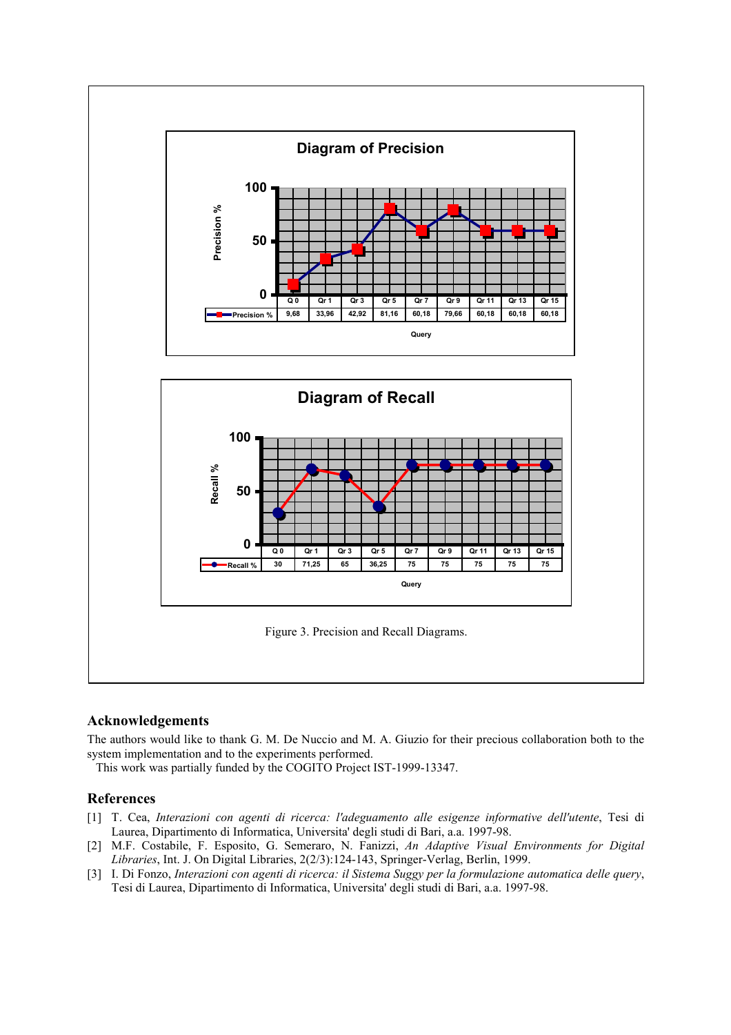**Diagram of Precision**

| Query | Q 0 | Qr 1 | Qr 3 | Qr 5 | Qr 7 | Qr 9 | Qr 11 | Qr 13 | Qr 15 |
|---|---|---|---|---|---|---|---|---|---|
| Precision % | 9,68 | 33,96 | 42,92 | 81,16 | 60,18 | 79,66 | 60,18 | 60,18 | 60,18 |

**Diagram of Recall**

| Query | Q 0 | Qr 1 | Qr 3 | Qr 5 | Qr 7 | Qr 9 | Qr 11 | Qr 13 | Qr 15 |
|---|---|---|---|---|---|---|---|---|---|
| Recall % | 30 | 71,25 | 65 | 36,25 | 75 | 75 | 75 | 75 | 75 |

Figure 3. Precision and Recall Diagrams.

## Acknowledgements

The authors would like to thank G. M. De Nuccio and M. A. Giuzio for their precious collaboration both to the system implementation and to the experiments performed.

This work was partially funded by the COGITO Project IST-1999-13347.

## References

[1] T. Cea, *Interazioni con agenti di ricerca: l'adeguamento alle esigenze informative dell'utente*, Tesi di Laurea, Dipartimento di Informatica, Universita' degli studi di Bari, a.a. 1997-98.

[2] M.F. Costabile, F. Esposito, G. Semeraro, N. Fanizzi, *An Adaptive Visual Environments for Digital Libraries*, Int. J. On Digital Libraries, 2(2/3):124-143, Springer-Verlag, Berlin, 1999.

[3] I. Di Fonzo, *Interazioni con agenti di ricerca: il Sistema Suggy per la formulazione automatica delle query*, Tesi di Laurea, Dipartimento di Informatica, Universita' degli studi di Bari, a.a. 1997-98.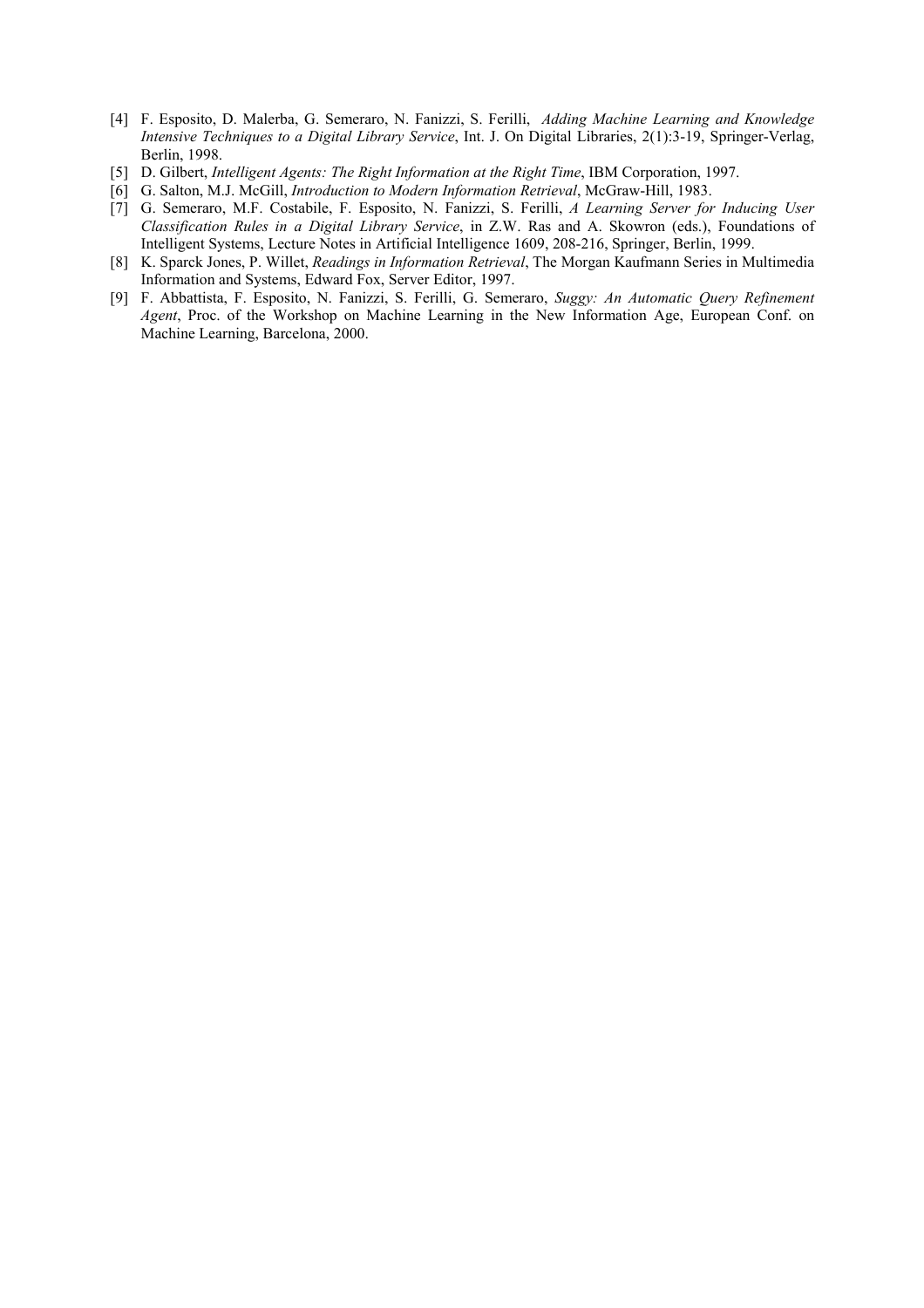- [4] F. Esposito, D. Malerba, G. Semeraro, N. Fanizzi, S. Ferilli, *Adding Machine Learning and Knowledge Intensive Techniques to a Digital Library Service*, Int. J. On Digital Libraries, 2(1):3-19, Springer-Verlag, Berlin, 1998.
- [5] D. Gilbert, *Intelligent Agents: The Right Information at the Right Time*, IBM Corporation, 1997.
- [6] G. Salton, M.J. McGill, *Introduction to Modern Information Retrieval*, McGraw-Hill, 1983.
- [7] G. Semeraro, M.F. Costabile, F. Esposito, N. Fanizzi, S. Ferilli, *A Learning Server for Inducing User Classification Rules in a Digital Library Service*, in Z.W. Ras and A. Skowron (eds.), Foundations of Intelligent Systems, Lecture Notes in Artificial Intelligence 1609, 208-216, Springer, Berlin, 1999.
- [8] K. Sparck Jones, P. Willet, *Readings in Information Retrieval*, The Morgan Kaufmann Series in Multimedia Information and Systems, Edward Fox, Server Editor, 1997.
- [9] F. Abbattista, F. Esposito, N. Fanizzi, S. Ferilli, G. Semeraro, *Suggy: An Automatic Query Refinement Agent*, Proc. of the Workshop on Machine Learning in the New Information Age, European Conf. on Machine Learning, Barcelona, 2000.